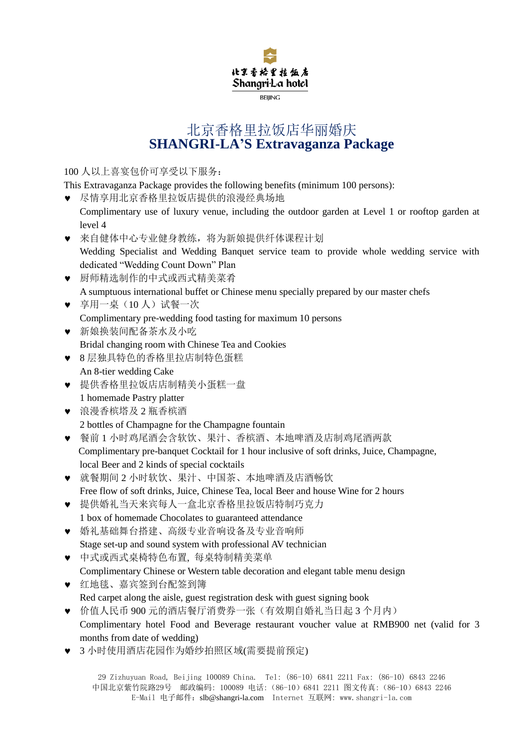北京香格里拉饭店
Shangri-La hotel
BEIJING

# 北京香格里拉饭店华丽婚庆
# SHANGRI-LA'S Extravaganza Package

100 人以上喜宴包价可享受以下服务：
This Extravaganza Package provides the following benefits (minimum 100 persons):

- ♥ 尽情享用北京香格里拉饭店提供的浪漫经典场地
  Complimentary use of luxury venue, including the outdoor garden at Level 1 or rooftop garden at level 4
- ♥ 来自健体中心专业健身教练，将为新娘提供纤体课程计划
  Wedding Specialist and Wedding Banquet service team to provide whole wedding service with dedicated "Wedding Count Down" Plan
- ♥ 厨师精选制作的中式或西式精美菜肴
  A sumptuous international buffet or Chinese menu specially prepared by our master chefs
- ♥ 享用一桌（10 人）试餐一次
  Complimentary pre-wedding food tasting for maximum 10 persons
- ♥ 新娘换装间配备茶水及小吃
  Bridal changing room with Chinese Tea and Cookies
- ♥ 8 层独具特色的香格里拉店制特色蛋糕
  An 8-tier wedding Cake
- ♥ 提供香格里拉饭店店制精美小蛋糕一盘
  1 homemade Pastry platter
- ♥ 浪漫香槟塔及 2 瓶香槟酒
  2 bottles of Champagne for the Champagne fountain
- ♥ 餐前 1 小时鸡尾酒会含软饮、果汁、香槟酒、本地啤酒及店制鸡尾酒两款
  Complimentary pre-banquet Cocktail for 1 hour inclusive of soft drinks, Juice, Champagne, local Beer and 2 kinds of special cocktails
- ♥ 就餐期间 2 小时软饮、果汁、中国茶、本地啤酒及店酒畅饮
  Free flow of soft drinks, Juice, Chinese Tea, local Beer and house Wine for 2 hours
- ♥ 提供婚礼当天来宾每人一盒北京香格里拉饭店特制巧克力
  1 box of homemade Chocolates to guaranteed attendance
- ♥ 婚礼基础舞台搭建、高级专业音响设备及专业音响师
  Stage set-up and sound system with professional AV technician
- ♥ 中式或西式桌椅特色布置，每桌特制精美菜单
  Complimentary Chinese or Western table decoration and elegant table menu design
- ♥ 红地毯、嘉宾签到台配签到簿
  Red carpet along the aisle, guest registration desk with guest signing book
- ♥ 价值人民币 900 元的酒店餐厅消费券一张（有效期自婚礼当日起 3 个月内）
  Complimentary hotel Food and Beverage restaurant voucher value at RMB900 net (valid for 3 months from date of wedding)
- ♥ 3 小时使用酒店花园作为婚纱拍照区域(需要提前预定)

29 Zizhuyuan Road, Beijing 100089 China. Tel: (86-10) 6841 2211 Fax: (86-10) 6843 2246
中国北京紫竹院路29号 邮政编码：100089 电话：(86-10) 6841 2211 图文传真：(86-10) 6843 2246
E-Mail 电子邮件：slb@shangri-la.com Internet 互联网：www.shangri-la.com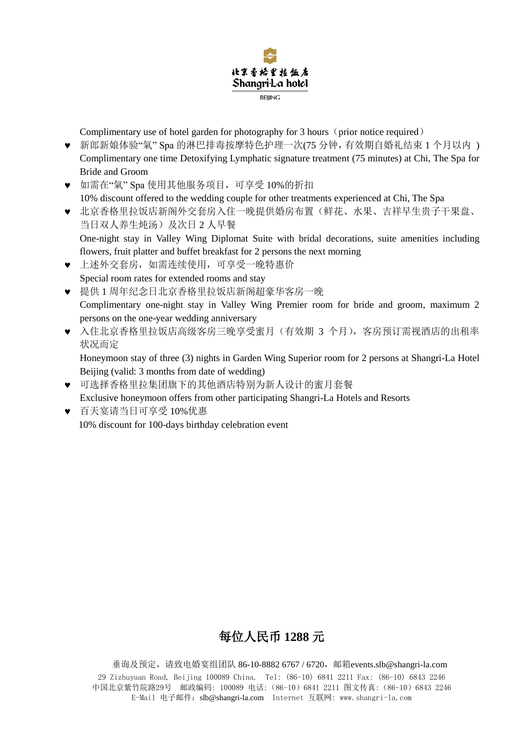Complimentary use of hotel garden for photography for 3 hours（prior notice required）

- ♥ 新郎新娘体验"氣" Spa 的淋巴排毒按摩特色护理一次(75 分钟，有效期自婚礼结束 1 个月以内 )
  Complimentary one time Detoxifying Lymphatic signature treatment (75 minutes) at Chi, The Spa for Bride and Groom
- ♥ 如需在"氣" Spa 使用其他服务项目，可享受 10%的折扣
  10% discount offered to the wedding couple for other treatments experienced at Chi, The Spa
- ♥ 北京香格里拉饭店新阁外交套房入住一晚提供婚房布置（鲜花、水果、吉祥早生贵子干果盘、当日双人养生炖汤）及次日 2 人早餐
  One-night stay in Valley Wing Diplomat Suite with bridal decorations, suite amenities including flowers, fruit platter and buffet breakfast for 2 persons the next morning
- ♥ 上述外交套房，如需连续使用，可享受一晚特惠价
  Special room rates for extended rooms and stay
- ♥ 提供 1 周年纪念日北京香格里拉饭店新阁超豪华客房一晚
  Complimentary one-night stay in Valley Wing Premier room for bride and groom, maximum 2 persons on the one-year wedding anniversary
- ♥ 入住北京香格里拉饭店高级客房三晚享受蜜月（有效期 3 个月），客房预订需视酒店的出租率状况而定
  Honeymoon stay of three (3) nights in Garden Wing Superior room for 2 persons at Shangri-La Hotel Beijing (valid: 3 months from date of wedding)
- ♥ 可选择香格里拉集团旗下的其他酒店特别为新人设计的蜜月套餐
  Exclusive honeymoon offers from other participating Shangri-La Hotels and Resorts
- ♥ 百天宴请当日可享受 10%优惠
  10% discount for 100-days birthday celebration event

## 每位人民币 1288 元

垂询及预定，请致电婚宴组团队 86-10-8882 6767 / 6720，邮箱events.slb@shangri-la.com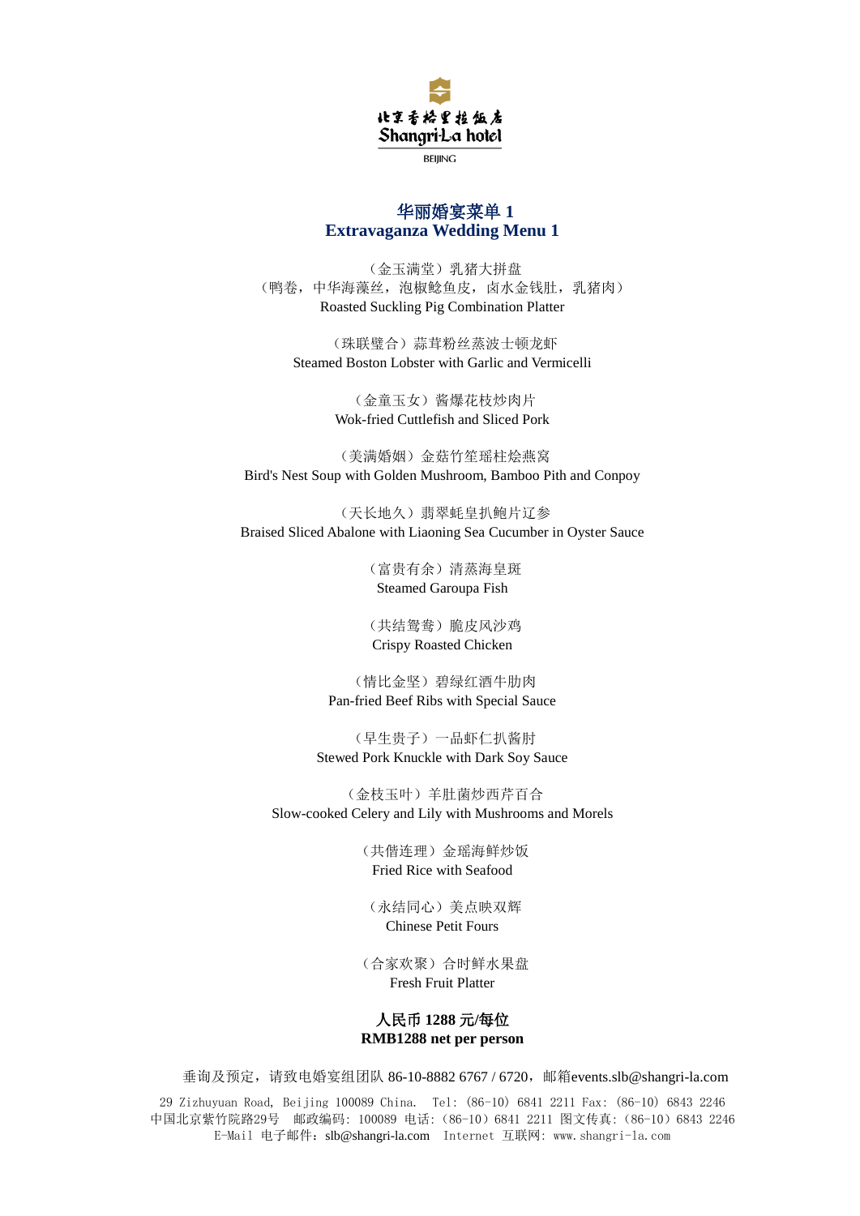北京香格里拉饭店
Shangri-La hotel
BEIJING

## 华丽婚宴菜单 1
## Extravaganza Wedding Menu 1

（金玉满堂）乳猪大拼盘
（鸭卷，中华海藻丝，泡椒鲶鱼皮，卤水金钱肚，乳猪肉）
Roasted Suckling Pig Combination Platter

（珠联璧合）蒜茸粉丝蒸波士顿龙虾
Steamed Boston Lobster with Garlic and Vermicelli

（金童玉女）酱爆花枝炒肉片
Wok-fried Cuttlefish and Sliced Pork

（美满婚姻）金菇竹笙瑶柱烩燕窝
Bird's Nest Soup with Golden Mushroom, Bamboo Pith and Conpoy

（天长地久）翡翠蚝皇扒鲍片辽参
Braised Sliced Abalone with Liaoning Sea Cucumber in Oyster Sauce

（富贵有余）清蒸海皇斑
Steamed Garoupa Fish

（共结鸳鸯）脆皮风沙鸡
Crispy Roasted Chicken

（情比金坚）碧绿红酒牛肋肉
Pan-fried Beef Ribs with Special Sauce

（早生贵子）一品虾仁扒酱肘
Stewed Pork Knuckle with Dark Soy Sauce

（金枝玉叶）羊肚菌炒西芹百合
Slow-cooked Celery and Lily with Mushrooms and Morels

（共偕连理）金瑶海鲜炒饭
Fried Rice with Seafood

（永结同心）美点映双辉
Chinese Petit Fours

（合家欢聚）合时鲜水果盘
Fresh Fruit Platter

**人民币 1288 元/每位**
**RMB1288 net per person**

垂询及预定，请致电婚宴组团队 86-10-8882 6767 / 6720，邮箱events.slb@shangri-la.com

29 Zizhuyuan Road, Beijing 100089 China. Tel: (86-10) 6841 2211 Fax: (86-10) 6843 2246
中国北京紫竹院路29号 邮政编码: 100089 电话: (86-10) 6841 2211 图文传真: (86-10) 6843 2246
E-Mail 电子邮件: slb@shangri-la.com Internet 互联网: www.shangri-la.com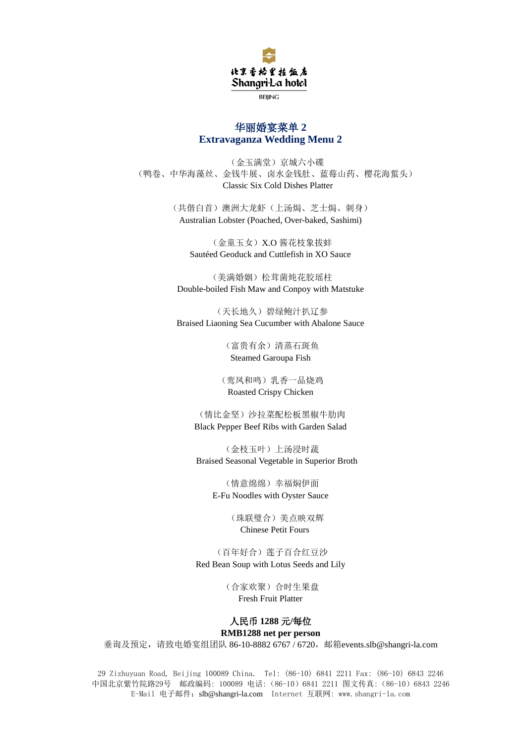北京香格里拉饭店
Shangri-La hotel
BEIJING

# 华丽婚宴菜单 2
# Extravaganza Wedding Menu 2

（金玉满堂）京城六小碟
（鸭卷、中华海藻丝、金钱牛展、卤水金钱肚、蓝莓山药、樱花海蜇头）
Classic Six Cold Dishes Platter

（共偕白首）澳洲大龙虾（上汤焗、芝士焗、刺身）
Australian Lobster (Poached, Over-baked, Sashimi)

（金童玉女）X.O 酱花枝象拔蚌
Sautéed Geoduck and Cuttlefish in XO Sauce

（美满婚姻）松茸菌炖花胶瑶柱
Double-boiled Fish Maw and Conpoy with Matstuke

（天长地久）碧绿鲍汁扒辽参
Braised Liaoning Sea Cucumber with Abalone Sauce

（富贵有余）清蒸石斑鱼
Steamed Garoupa Fish

（鸾凤和鸣）乳香一品烧鸡
Roasted Crispy Chicken

（情比金坚）沙拉菜配松板黑椒牛肋肉
Black Pepper Beef Ribs with Garden Salad

（金枝玉叶）上汤浸时蔬
Braised Seasonal Vegetable in Superior Broth

（情意绵绵）幸福焖伊面
E-Fu Noodles with Oyster Sauce

（珠联璧合）美点映双辉
Chinese Petit Fours

（百年好合）莲子百合红豆沙
Red Bean Soup with Lotus Seeds and Lily

（合家欢聚）合时生果盘
Fresh Fruit Platter

**人民币 1288 元/每位**
**RMB1288 net per person**

垂询及预定，请致电婚宴组团队 86-10-8882 6767 / 6720，邮箱events.slb@shangri-la.com

29 Zizhuyuan Road, Beijing 100089 China.  Tel: (86-10) 6841 2211 Fax: (86-10) 6843 2246
中国北京紫竹院路29号  邮政编码: 100089 电话:（86-10）6841 2211 图文传真:（86-10）6843 2246
E-Mail 电子邮件：slb@shangri-la.com  Internet 互联网: www.shangri-la.com